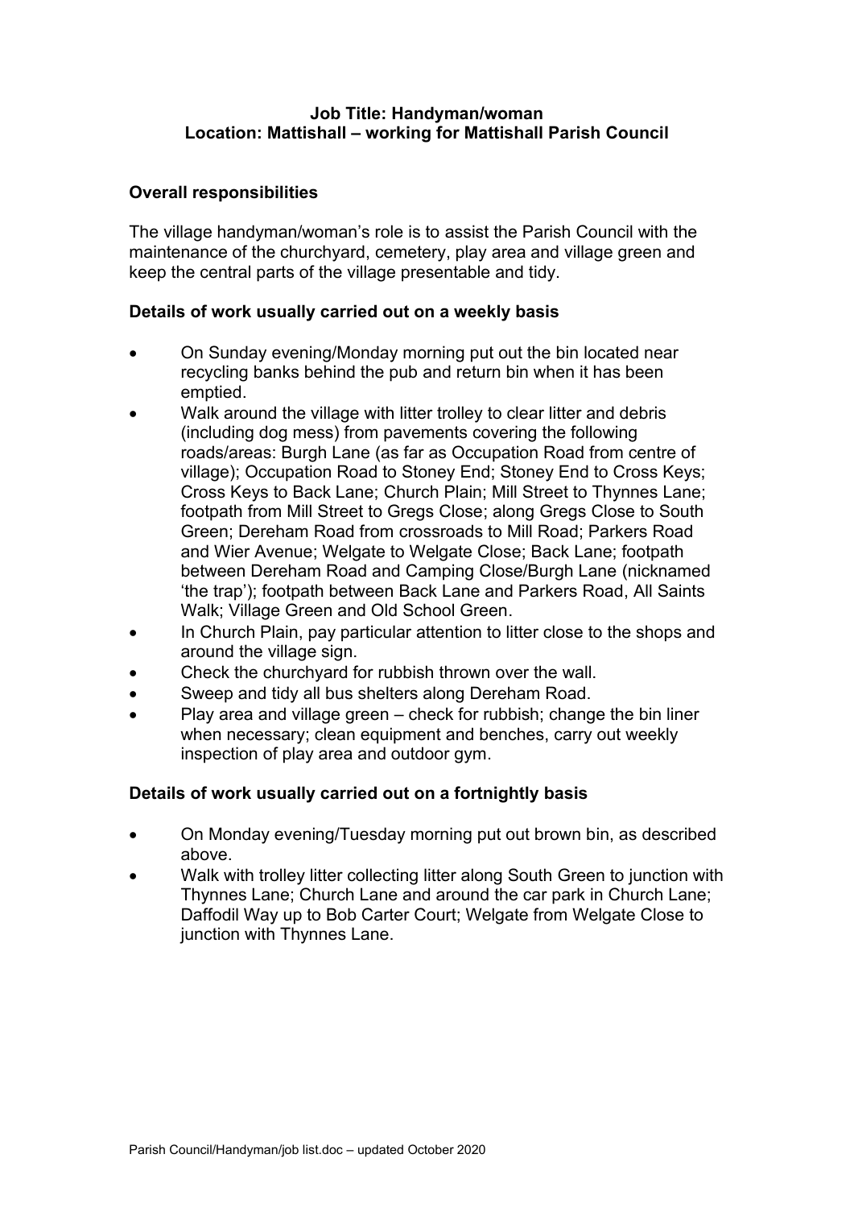**Job Title: Handyman/woman**
**Location: Mattishall – working for Mattishall Parish Council**

## Overall responsibilities

The village handyman/woman's role is to assist the Parish Council with the maintenance of the churchyard, cemetery, play area and village green and keep the central parts of the village presentable and tidy.

## Details of work usually carried out on a weekly basis

- On Sunday evening/Monday morning put out the bin located near recycling banks behind the pub and return bin when it has been emptied.
- Walk around the village with litter trolley to clear litter and debris (including dog mess) from pavements covering the following roads/areas: Burgh Lane (as far as Occupation Road from centre of village); Occupation Road to Stoney End; Stoney End to Cross Keys; Cross Keys to Back Lane; Church Plain; Mill Street to Thynnes Lane; footpath from Mill Street to Gregs Close; along Gregs Close to South Green; Dereham Road from crossroads to Mill Road; Parkers Road and Wier Avenue; Welgate to Welgate Close; Back Lane; footpath between Dereham Road and Camping Close/Burgh Lane (nicknamed 'the trap'); footpath between Back Lane and Parkers Road, All Saints Walk; Village Green and Old School Green.
- In Church Plain, pay particular attention to litter close to the shops and around the village sign.
- Check the churchyard for rubbish thrown over the wall.
- Sweep and tidy all bus shelters along Dereham Road.
- Play area and village green – check for rubbish; change the bin liner when necessary; clean equipment and benches, carry out weekly inspection of play area and outdoor gym.

## Details of work usually carried out on a fortnightly basis

- On Monday evening/Tuesday morning put out brown bin, as described above.
- Walk with trolley litter collecting litter along South Green to junction with Thynnes Lane; Church Lane and around the car park in Church Lane; Daffodil Way up to Bob Carter Court; Welgate from Welgate Close to junction with Thynnes Lane.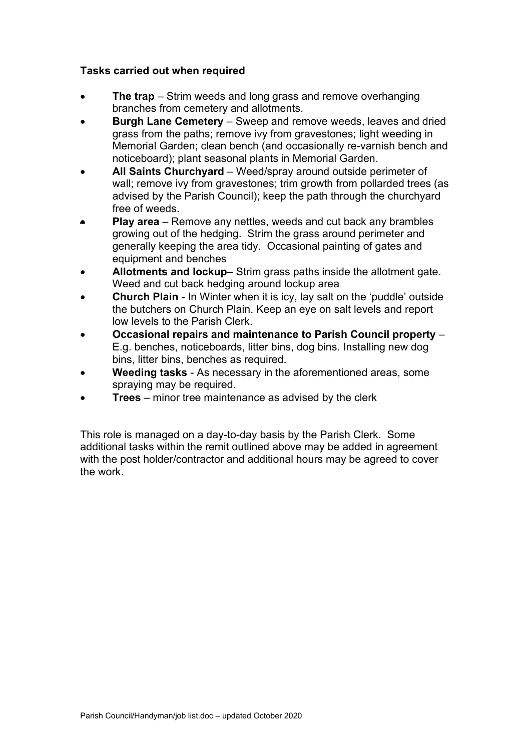**Tasks carried out when required**

- **The trap** – Strim weeds and long grass and remove overhanging branches from cemetery and allotments.
- **Burgh Lane Cemetery** – Sweep and remove weeds, leaves and dried grass from the paths; remove ivy from gravestones; light weeding in Memorial Garden; clean bench (and occasionally re-varnish bench and noticeboard); plant seasonal plants in Memorial Garden.
- **All Saints Churchyard** – Weed/spray around outside perimeter of wall; remove ivy from gravestones; trim growth from pollarded trees (as advised by the Parish Council); keep the path through the churchyard free of weeds.
- **Play area** – Remove any nettles, weeds and cut back any brambles growing out of the hedging. Strim the grass around perimeter and generally keeping the area tidy. Occasional painting of gates and equipment and benches
- **Allotments and lockup**– Strim grass paths inside the allotment gate. Weed and cut back hedging around lockup area
- **Church Plain** - In Winter when it is icy, lay salt on the 'puddle' outside the butchers on Church Plain. Keep an eye on salt levels and report low levels to the Parish Clerk.
- **Occasional repairs and maintenance to Parish Council property** – E.g. benches, noticeboards, litter bins, dog bins. Installing new dog bins, litter bins, benches as required.
- **Weeding tasks** - As necessary in the aforementioned areas, some spraying may be required.
- **Trees** – minor tree maintenance as advised by the clerk

This role is managed on a day-to-day basis by the Parish Clerk. Some additional tasks within the remit outlined above may be added in agreement with the post holder/contractor and additional hours may be agreed to cover the work.